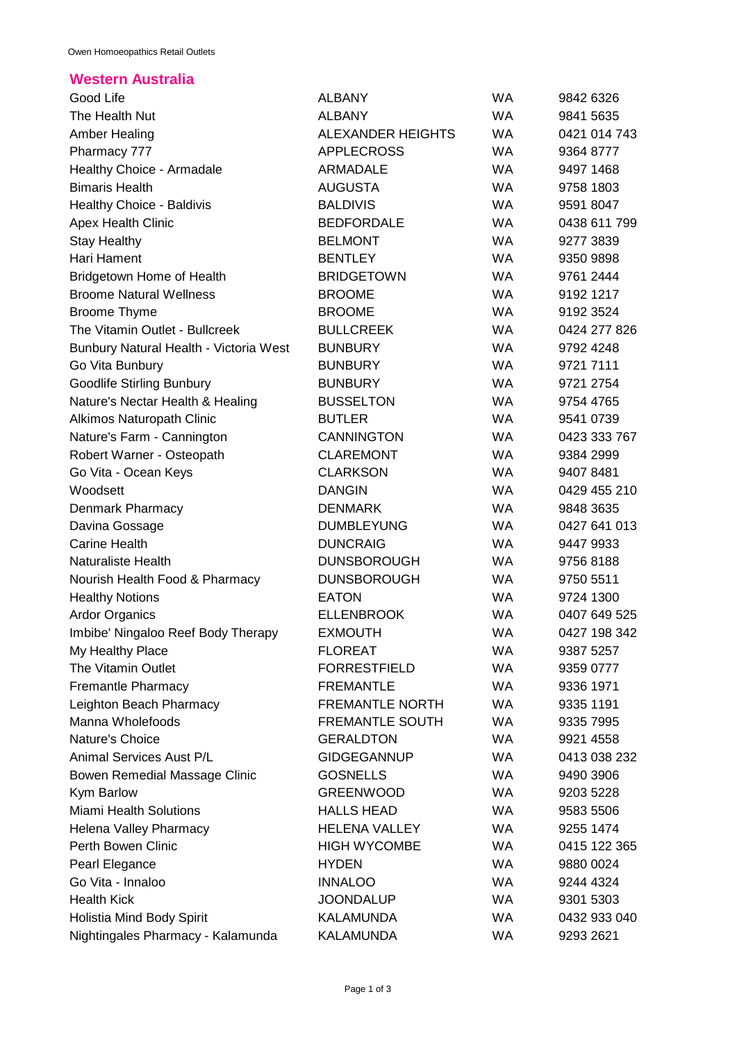## Western Australia

| | | | |
|---|---|---|---|
| Good Life | ALBANY | WA | 9842 6326 |
| The Health Nut | ALBANY | WA | 9841 5635 |
| Amber Healing | ALEXANDER HEIGHTS | WA | 0421 014 743 |
| Pharmacy 777 | APPLECROSS | WA | 9364 8777 |
| Healthy Choice - Armadale | ARMADALE | WA | 9497 1468 |
| Bimaris Health | AUGUSTA | WA | 9758 1803 |
| Healthy Choice - Baldivis | BALDIVIS | WA | 9591 8047 |
| Apex Health Clinic | BEDFORDALE | WA | 0438 611 799 |
| Stay Healthy | BELMONT | WA | 9277 3839 |
| Hari Hament | BENTLEY | WA | 9350 9898 |
| Bridgetown Home of Health | BRIDGETOWN | WA | 9761 2444 |
| Broome Natural Wellness | BROOME | WA | 9192 1217 |
| Broome Thyme | BROOME | WA | 9192 3524 |
| The Vitamin Outlet - Bullcreek | BULLCREEK | WA | 0424 277 826 |
| Bunbury Natural Health - Victoria West | BUNBURY | WA | 9792 4248 |
| Go Vita Bunbury | BUNBURY | WA | 9721 7111 |
| Goodlife Stirling Bunbury | BUNBURY | WA | 9721 2754 |
| Nature's Nectar Health & Healing | BUSSELTON | WA | 9754 4765 |
| Alkimos Naturopath Clinic | BUTLER | WA | 9541 0739 |
| Nature's Farm - Cannington | CANNINGTON | WA | 0423 333 767 |
| Robert Warner - Osteopath | CLAREMONT | WA | 9384 2999 |
| Go Vita - Ocean Keys | CLARKSON | WA | 9407 8481 |
| Woodsett | DANGIN | WA | 0429 455 210 |
| Denmark Pharmacy | DENMARK | WA | 9848 3635 |
| Davina Gossage | DUMBLEYUNG | WA | 0427 641 013 |
| Carine Health | DUNCRAIG | WA | 9447 9933 |
| Naturaliste Health | DUNSBOROUGH | WA | 9756 8188 |
| Nourish Health Food & Pharmacy | DUNSBOROUGH | WA | 9750 5511 |
| Healthy Notions | EATON | WA | 9724 1300 |
| Ardor Organics | ELLENBROOK | WA | 0407 649 525 |
| Imbibe' Ningaloo Reef Body Therapy | EXMOUTH | WA | 0427 198 342 |
| My Healthy Place | FLOREAT | WA | 9387 5257 |
| The Vitamin Outlet | FORRESTFIELD | WA | 9359 0777 |
| Fremantle Pharmacy | FREMANTLE | WA | 9336 1971 |
| Leighton Beach Pharmacy | FREMANTLE NORTH | WA | 9335 1191 |
| Manna Wholefoods | FREMANTLE SOUTH | WA | 9335 7995 |
| Nature's Choice | GERALDTON | WA | 9921 4558 |
| Animal Services Aust P/L | GIDGEGANNUP | WA | 0413 038 232 |
| Bowen Remedial Massage Clinic | GOSNELLS | WA | 9490 3906 |
| Kym Barlow | GREENWOOD | WA | 9203 5228 |
| Miami Health Solutions | HALLS HEAD | WA | 9583 5506 |
| Helena Valley Pharmacy | HELENA VALLEY | WA | 9255 1474 |
| Perth Bowen Clinic | HIGH WYCOMBE | WA | 0415 122 365 |
| Pearl Elegance | HYDEN | WA | 9880 0024 |
| Go Vita - Innaloo | INNALOO | WA | 9244 4324 |
| Health Kick | JOONDALUP | WA | 9301 5303 |
| Holistia Mind Body Spirit | KALAMUNDA | WA | 0432 933 040 |
| Nightingales Pharmacy - Kalamunda | KALAMUNDA | WA | 9293 2621 |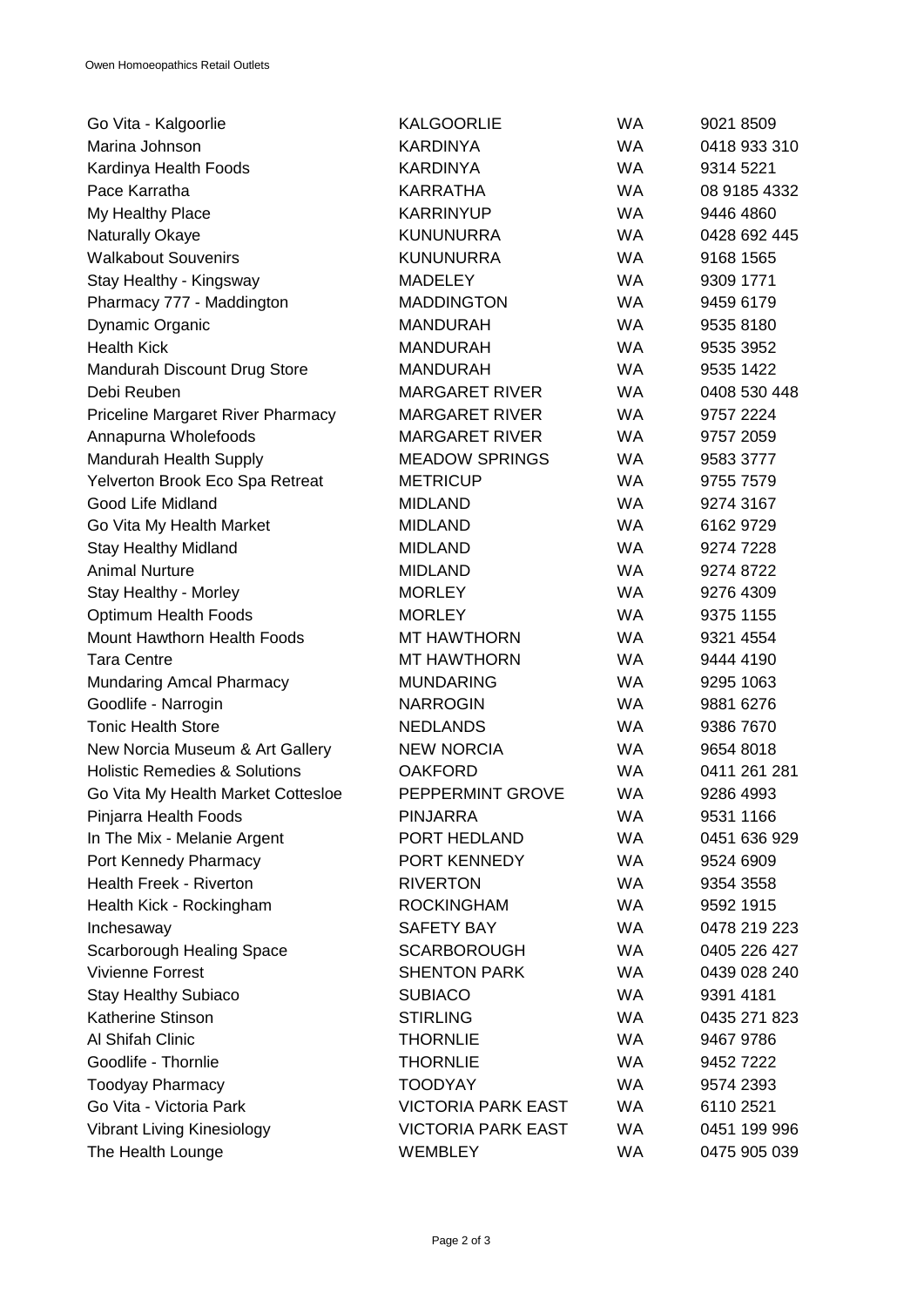| | | | |
|---|---|---|---|
| Go Vita - Kalgoorlie | KALGOORLIE | WA | 9021 8509 |
| Marina Johnson | KARDINYA | WA | 0418 933 310 |
| Kardinya Health Foods | KARDINYA | WA | 9314 5221 |
| Pace Karratha | KARRATHA | WA | 08 9185 4332 |
| My Healthy Place | KARRINYUP | WA | 9446 4860 |
| Naturally Okaye | KUNUNURRA | WA | 0428 692 445 |
| Walkabout Souvenirs | KUNUNURRA | WA | 9168 1565 |
| Stay Healthy - Kingsway | MADELEY | WA | 9309 1771 |
| Pharmacy 777 - Maddington | MADDINGTON | WA | 9459 6179 |
| Dynamic Organic | MANDURAH | WA | 9535 8180 |
| Health Kick | MANDURAH | WA | 9535 3952 |
| Mandurah Discount Drug Store | MANDURAH | WA | 9535 1422 |
| Debi Reuben | MARGARET RIVER | WA | 0408 530 448 |
| Priceline Margaret River Pharmacy | MARGARET RIVER | WA | 9757 2224 |
| Annapurna Wholefoods | MARGARET RIVER | WA | 9757 2059 |
| Mandurah Health Supply | MEADOW SPRINGS | WA | 9583 3777 |
| Yelverton Brook Eco Spa Retreat | METRICUP | WA | 9755 7579 |
| Good Life Midland | MIDLAND | WA | 9274 3167 |
| Go Vita My Health Market | MIDLAND | WA | 6162 9729 |
| Stay Healthy Midland | MIDLAND | WA | 9274 7228 |
| Animal Nurture | MIDLAND | WA | 9274 8722 |
| Stay Healthy - Morley | MORLEY | WA | 9276 4309 |
| Optimum Health Foods | MORLEY | WA | 9375 1155 |
| Mount Hawthorn Health Foods | MT HAWTHORN | WA | 9321 4554 |
| Tara Centre | MT HAWTHORN | WA | 9444 4190 |
| Mundaring Amcal Pharmacy | MUNDARING | WA | 9295 1063 |
| Goodlife - Narrogin | NARROGIN | WA | 9881 6276 |
| Tonic Health Store | NEDLANDS | WA | 9386 7670 |
| New Norcia Museum & Art Gallery | NEW NORCIA | WA | 9654 8018 |
| Holistic Remedies & Solutions | OAKFORD | WA | 0411 261 281 |
| Go Vita My Health Market Cottesloe | PEPPERMINT GROVE | WA | 9286 4993 |
| Pinjarra Health Foods | PINJARRA | WA | 9531 1166 |
| In The Mix - Melanie Argent | PORT HEDLAND | WA | 0451 636 929 |
| Port Kennedy Pharmacy | PORT KENNEDY | WA | 9524 6909 |
| Health Freek - Riverton | RIVERTON | WA | 9354 3558 |
| Health Kick - Rockingham | ROCKINGHAM | WA | 9592 1915 |
| Inchesaway | SAFETY BAY | WA | 0478 219 223 |
| Scarborough Healing Space | SCARBOROUGH | WA | 0405 226 427 |
| Vivienne Forrest | SHENTON PARK | WA | 0439 028 240 |
| Stay Healthy Subiaco | SUBIACO | WA | 9391 4181 |
| Katherine Stinson | STIRLING | WA | 0435 271 823 |
| Al Shifah Clinic | THORNLIE | WA | 9467 9786 |
| Goodlife - Thornlie | THORNLIE | WA | 9452 7222 |
| Toodyay Pharmacy | TOODYAY | WA | 9574 2393 |
| Go Vita - Victoria Park | VICTORIA PARK EAST | WA | 6110 2521 |
| Vibrant Living Kinesiology | VICTORIA PARK EAST | WA | 0451 199 996 |
| The Health Lounge | WEMBLEY | WA | 0475 905 039 |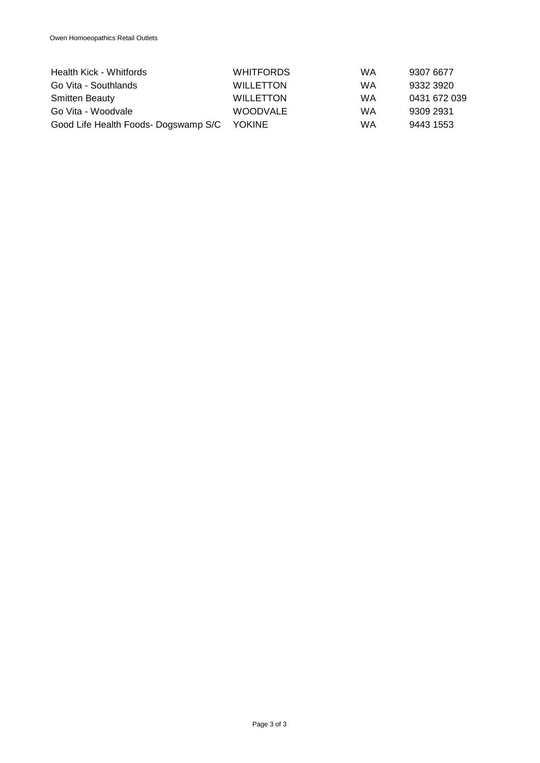| | | | |
|---|---|---|---|
| Health Kick - Whitfords | WHITFORDS | WA | 9307 6677 |
| Go Vita - Southlands | WILLETTON | WA | 9332 3920 |
| Smitten Beauty | WILLETTON | WA | 0431 672 039 |
| Go Vita - Woodvale | WOODVALE | WA | 9309 2931 |
| Good Life Health Foods- Dogswamp S/C | YOKINE | WA | 9443 1553 |